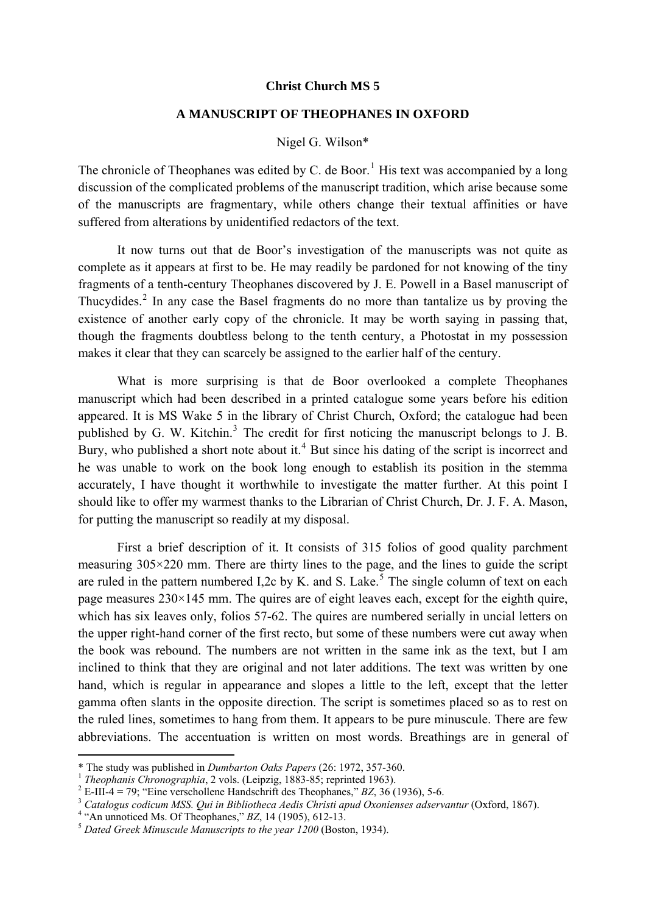**Christ Church MS 5**

**A MANUSCRIPT OF THEOPHANES IN OXFORD**

Nigel G. Wilson*

The chronicle of Theophanes was edited by C. de Boor.[1] His text was accompanied by a long discussion of the complicated problems of the manuscript tradition, which arise because some of the manuscripts are fragmentary, while others change their textual affinities or have suffered from alterations by unidentified redactors of the text.

It now turns out that de Boor's investigation of the manuscripts was not quite as complete as it appears at first to be. He may readily be pardoned for not knowing of the tiny fragments of a tenth-century Theophanes discovered by J. E. Powell in a Basel manuscript of Thucydides.[2] In any case the Basel fragments do no more than tantalize us by proving the existence of another early copy of the chronicle. It may be worth saying in passing that, though the fragments doubtless belong to the tenth century, a Photostat in my possession makes it clear that they can scarcely be assigned to the earlier half of the century.

What is more surprising is that de Boor overlooked a complete Theophanes manuscript which had been described in a printed catalogue some years before his edition appeared. It is MS Wake 5 in the library of Christ Church, Oxford; the catalogue had been published by G. W. Kitchin.[3] The credit for first noticing the manuscript belongs to J. B. Bury, who published a short note about it.[4] But since his dating of the script is incorrect and he was unable to work on the book long enough to establish its position in the stemma accurately, I have thought it worthwhile to investigate the matter further. At this point I should like to offer my warmest thanks to the Librarian of Christ Church, Dr. J. F. A. Mason, for putting the manuscript so readily at my disposal.

First a brief description of it. It consists of 315 folios of good quality parchment measuring 305×220 mm. There are thirty lines to the page, and the lines to guide the script are ruled in the pattern numbered I,2c by K. and S. Lake.[5] The single column of text on each page measures 230×145 mm. The quires are of eight leaves each, except for the eighth quire, which has six leaves only, folios 57-62. The quires are numbered serially in uncial letters on the upper right-hand corner of the first recto, but some of these numbers were cut away when the book was rebound. The numbers are not written in the same ink as the text, but I am inclined to think that they are original and not later additions. The text was written by one hand, which is regular in appearance and slopes a little to the left, except that the letter gamma often slants in the opposite direction. The script is sometimes placed so as to rest on the ruled lines, sometimes to hang from them. It appears to be pure minuscule. There are few abbreviations. The accentuation is written on most words. Breathings are in general of

---

\* The study was published in *Dumbarton Oaks Papers* (26: 1972, 357-360.

[1] *Theophanis Chronographia*, 2 vols. (Leipzig, 1883-85; reprinted 1963).

[2] E-III-4 = 79; "Eine verschollene Handschrift des Theophanes," *BZ*, 36 (1936), 5-6.

[3] *Catalogus codicum MSS. Qui in Bibliotheca Aedis Christi apud Oxonienses adservantur* (Oxford, 1867).

[4] "An unnoticed Ms. Of Theophanes," *BZ*, 14 (1905), 612-13.

[5] *Dated Greek Minuscule Manuscripts to the year 1200* (Boston, 1934).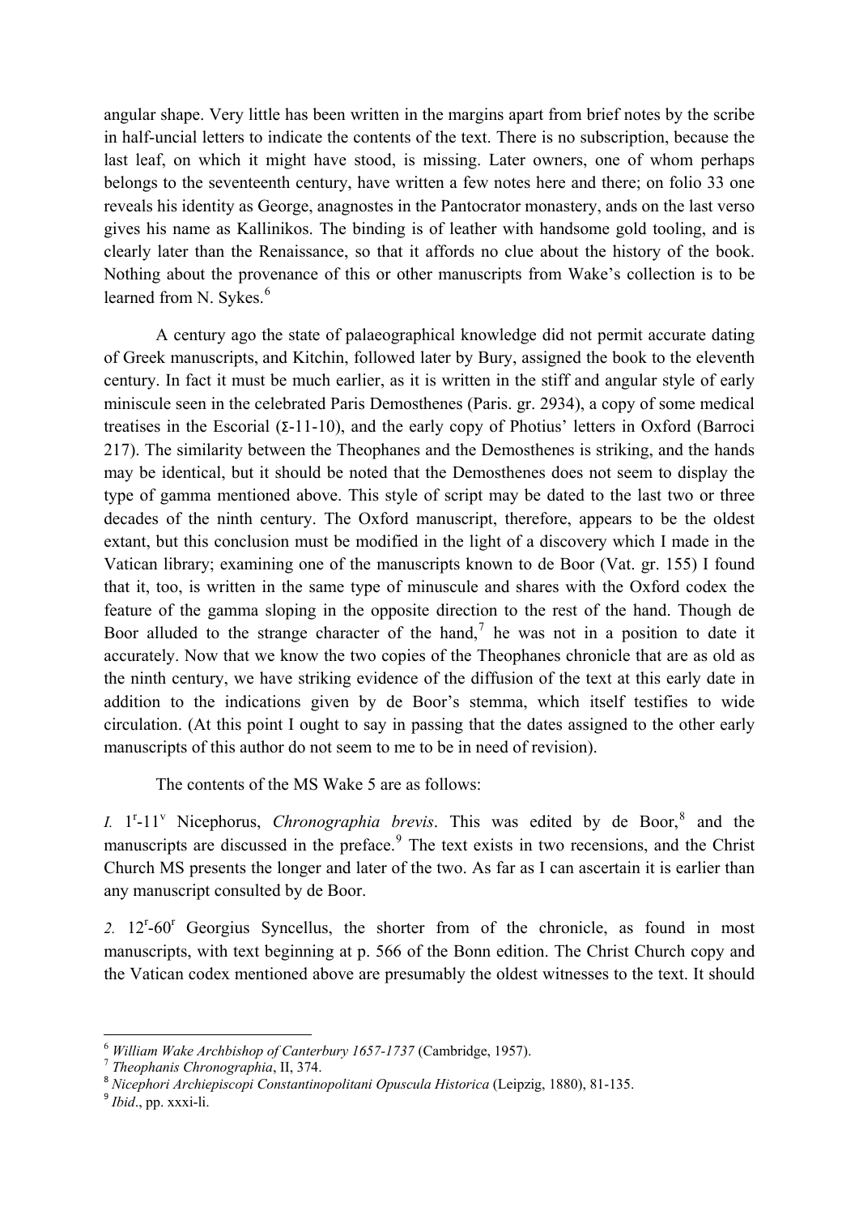angular shape. Very little has been written in the margins apart from brief notes by the scribe in half-uncial letters to indicate the contents of the text. There is no subscription, because the last leaf, on which it might have stood, is missing. Later owners, one of whom perhaps belongs to the seventeenth century, have written a few notes here and there; on folio 33 one reveals his identity as George, anagnostes in the Pantocrator monastery, ands on the last verso gives his name as Kallinikos. The binding is of leather with handsome gold tooling, and is clearly later than the Renaissance, so that it affords no clue about the history of the book. Nothing about the provenance of this or other manuscripts from Wake's collection is to be learned from N. Sykes.[6]

A century ago the state of palaeographical knowledge did not permit accurate dating of Greek manuscripts, and Kitchin, followed later by Bury, assigned the book to the eleventh century. In fact it must be much earlier, as it is written in the stiff and angular style of early miniscule seen in the celebrated Paris Demosthenes (Paris. gr. 2934), a copy of some medical treatises in the Escorial (Σ-11-10), and the early copy of Photius' letters in Oxford (Barroci 217). The similarity between the Theophanes and the Demosthenes is striking, and the hands may be identical, but it should be noted that the Demosthenes does not seem to display the type of gamma mentioned above. This style of script may be dated to the last two or three decades of the ninth century. The Oxford manuscript, therefore, appears to be the oldest extant, but this conclusion must be modified in the light of a discovery which I made in the Vatican library; examining one of the manuscripts known to de Boor (Vat. gr. 155) I found that it, too, is written in the same type of minuscule and shares with the Oxford codex the feature of the gamma sloping in the opposite direction to the rest of the hand. Though de Boor alluded to the strange character of the hand,[7] he was not in a position to date it accurately. Now that we know the two copies of the Theophanes chronicle that are as old as the ninth century, we have striking evidence of the diffusion of the text at this early date in addition to the indications given by de Boor's stemma, which itself testifies to wide circulation. (At this point I ought to say in passing that the dates assigned to the other early manuscripts of this author do not seem to me to be in need of revision).

The contents of the MS Wake 5 are as follows:

*1.* 1^r^-11^v^ Nicephorus, *Chronographia brevis*. This was edited by de Boor,[8] and the manuscripts are discussed in the preface.[9] The text exists in two recensions, and the Christ Church MS presents the longer and later of the two. As far as I can ascertain it is earlier than any manuscript consulted by de Boor.

*2.* 12^r^-60^r^ Georgius Syncellus, the shorter from of the chronicle, as found in most manuscripts, with text beginning at p. 566 of the Bonn edition. The Christ Church copy and the Vatican codex mentioned above are presumably the oldest witnesses to the text. It should

---

[6] *William Wake Archbishop of Canterbury 1657-1737* (Cambridge, 1957).

[7] *Theophanis Chronographia*, II, 374.

[8] *Nicephori Archiepiscopi Constantinopolitani Opuscula Historica* (Leipzig, 1880), 81-135.

[9] *Ibid*., pp. xxxi-li.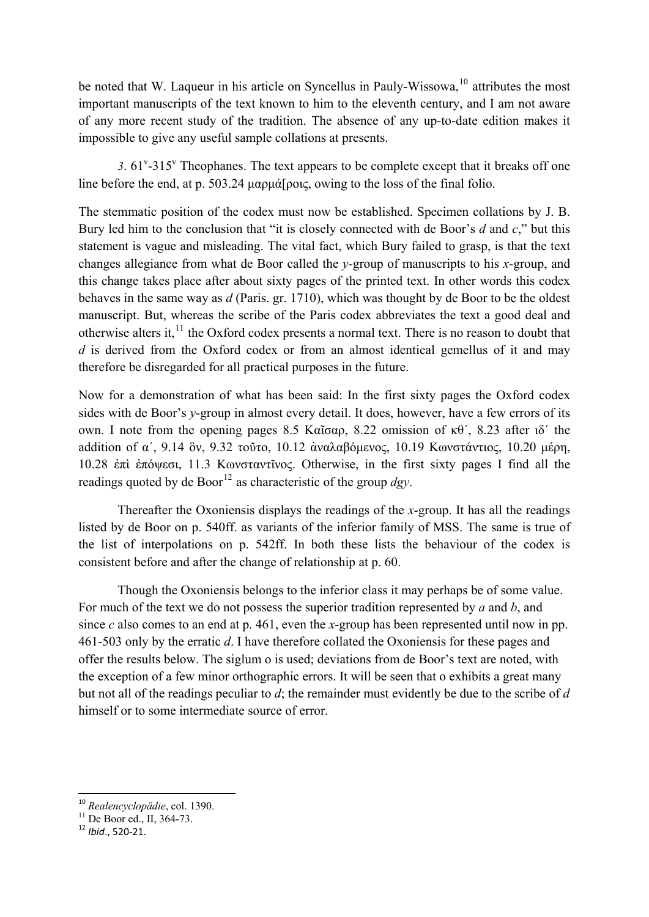be noted that W. Laqueur in his article on Syncellus in Pauly-Wissowa,[10] attributes the most important manuscripts of the text known to him to the eleventh century, and I am not aware of any more recent study of the tradition. The absence of any up-to-date edition makes it impossible to give any useful sample collations at presents.

*3*. 61v-315v Theophanes. The text appears to be complete except that it breaks off one line before the end, at p. 503.24 μαρμά[ροις, owing to the loss of the final folio.

The stemmatic position of the codex must now be established. Specimen collations by J. B. Bury led him to the conclusion that "it is closely connected with de Boor's *d* and *c*," but this statement is vague and misleading. The vital fact, which Bury failed to grasp, is that the text changes allegiance from what de Boor called the *y*-group of manuscripts to his *x*-group, and this change takes place after about sixty pages of the printed text. In other words this codex behaves in the same way as *d* (Paris. gr. 1710), which was thought by de Boor to be the oldest manuscript. But, whereas the scribe of the Paris codex abbreviates the text a good deal and otherwise alters it,[11] the Oxford codex presents a normal text. There is no reason to doubt that *d* is derived from the Oxford codex or from an almost identical gemellus of it and may therefore be disregarded for all practical purposes in the future.

Now for a demonstration of what has been said: In the first sixty pages the Oxford codex sides with de Boor's *y*-group in almost every detail. It does, however, have a few errors of its own. I note from the opening pages 8.5 Καῖσαρ, 8.22 omission of κθ´, 8.23 after ιδ´ the addition of α´, 9.14 ὃν, 9.32 τοῦτο, 10.12 ἀναλαβόμενος, 10.19 Κωνστάντιος, 10.20 μέρη, 10.28 ἐπὶ ἐπόψεσι, 11.3 Κωνσταντῖνος. Otherwise, in the first sixty pages I find all the readings quoted by de Boor[12] as characteristic of the group *dgy*.

Thereafter the Oxoniensis displays the readings of the *x*-group. It has all the readings listed by de Boor on p. 540ff. as variants of the inferior family of MSS. The same is true of the list of interpolations on p. 542ff. In both these lists the behaviour of the codex is consistent before and after the change of relationship at p. 60.

Though the Oxoniensis belongs to the inferior class it may perhaps be of some value. For much of the text we do not possess the superior tradition represented by *a* and *b*, and since *c* also comes to an end at p. 461, even the *x*-group has been represented until now in pp. 461-503 only by the erratic *d*. I have therefore collated the Oxoniensis for these pages and offer the results below. The siglum o is used; deviations from de Boor's text are noted, with the exception of a few minor orthographic errors. It will be seen that o exhibits a great many but not all of the readings peculiar to *d*; the remainder must evidently be due to the scribe of *d* himself or to some intermediate source of error.

---

[10] *Realencyclopädie*, col. 1390.

[11] De Boor ed., II, 364-73.

[12] *Ibid*., 520-21.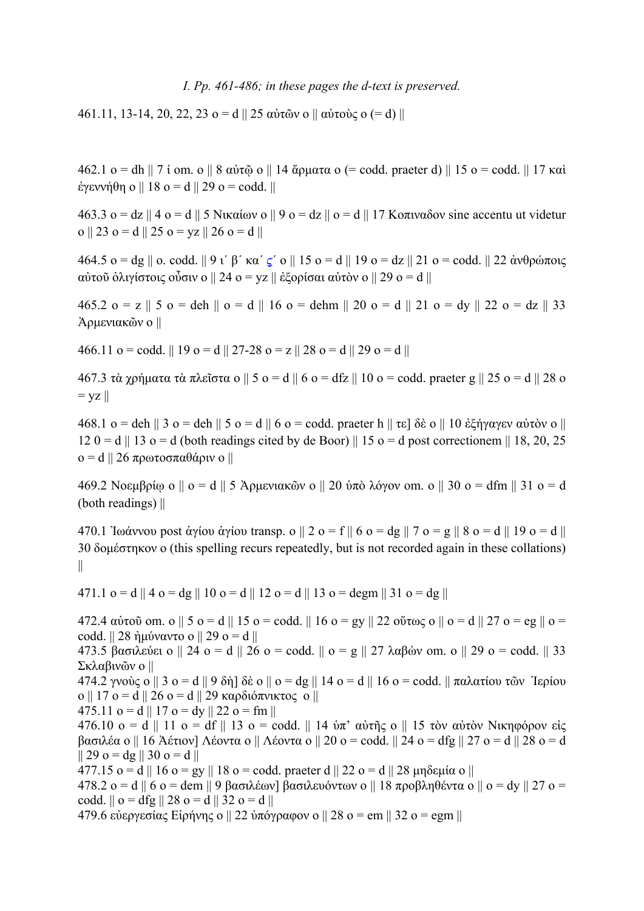*I. Pp. 461-486; in these pages the d-text is preserved.*

461.11, 13-14, 20, 22, 23 o = d || 25 αὐτῶν o || αὐτοὺς o (= d) ||

462.1 o = dh || 7 ί om. o || 8 αὐτῷ o || 14 ἅρματα o (= codd. praeter d) || 15 o = codd. || 17 καὶ ἐγεννήθη o || 18 o = d || 29 o = codd. ||

463.3 o = dz || 4 o = d || 5 Νικαίων o || 9 o = dz || o = d || 17 Κοπιναδον sine accentu ut videtur o || 23 o = d || 25 o = yz || 26 o = d ||

464.5 o = dg || o. codd. || 9 ι΄ β΄ κα΄ ς΄ o || 15 o = d || 19 o = dz || 21 o = codd. || 22 ἀνθρώποις αὐτοῦ ὀλιγίστοις οὖσιν o || 24 o = yz || ἐξορίσαι αὐτὸν o || 29 o = d ||

465.2 o = z || 5 o = deh || o = d || 16 o = dehm || 20 o = d || 21 o = dy || 22 o = dz || 33 Ἀρμενιακῶν o ||

466.11 o = codd. || 19 o = d || 27-28 o = z || 28 o = d || 29 o = d ||

467.3 τὰ χρήματα τὰ πλεῖστα o || 5 o = d || 6 o = dfz || 10 o = codd. praeter g || 25 o = d || 28 o = yz ||

468.1 o = deh || 3 o = deh || 5 o = d || 6 o = codd. praeter h || τε] δὲ o || 10 ἐξήγαγεν αὐτὸν o || 12 0 = d || 13 o = d (both readings cited by de Boor) || 15 o = d post correctionem || 18, 20, 25 o = d || 26 πρωτοσπαθάριν o ||

469.2 Νοεμβρίῳ o || o = d || 5 Ἀρμενιακῶν o || 20 ὑπὸ λόγον om. o || 30 o = dfm || 31 o = d (both readings) ||

470.1 Ἰωάννου post ἁγίου ἁγίου transp. o || 2 o = f || 6 o = dg || 7 o = g || 8 o = d || 19 o = d || 30 δομέστηκον o (this spelling recurs repeatedly, but is not recorded again in these collations) ||

471.1 o = d || 4 o = dg || 10 o = d || 12 o = d || 13 o = degm || 31 o = dg ||

472.4 αὐτοῦ om. o || 5 o = d || 15 o = codd. || 16 o = gy || 22 οὕτως o || o = d || 27 o = eg || o = codd. || 28 ἠμύναντο o || 29 o = d ||

473.5 βασιλεύει o || 24 o = d || 26 o = codd. || o = g || 27 λαβὼν om. o || 29 o = codd. || 33 Σκλαβινῶν o ||

474.2 γνοὺς o || 3 o = d || 9 δὴ] δὲ o || o = dg || 14 o = d || o = codd. || παλατίου τῶν Ἱερίου o || 17 o = d || 26 o = d || 29 καρδιόπνικτος o ||

475.11 o = d || 17 o = dy || 22 o = fm ||

476.10 o = d || 11 o = df || 13 o = codd. || 14 ὑπ' αὐτῆς o || 15 τὸν αὐτὸν Νικηφόρον εἰς βασιλέα o || 16 Ἀέτιον] Λέοντα o || Λέοντα o || 20 o = codd. || 24 o = dfg || 27 o = d || 28 o = d || 29 o = dg || 30 o = d ||

477.15 o = d || 16 o = gy || 18 o = codd. praeter d || 22 o = d || 28 μηδεμία o ||

478.2 o = d || 6 o = dem || 9 βασιλέων] βασιλευόντων o || 18 προβληθέντα o || o = dy || 27 o = codd. || o = dfg || 28 o = d || 32 o = d ||

479.6 εὐεργεσίας Εἰρήνης o || 22 ὑπόγραφον o || 28 o = em || 32 o = egm ||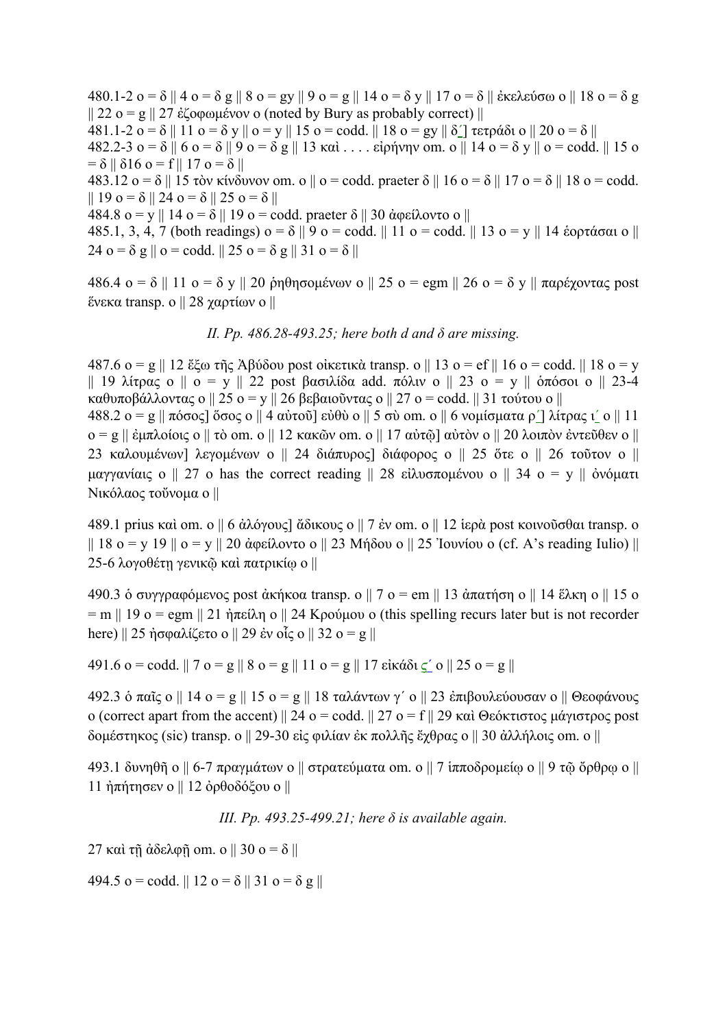480.1-2 o = δ || 4 o = δ g || 8 o = gy || 9 o = g || 14 o = δ y || 17 o = δ || ἐκελεύσω o || 18 o = δ g || 22 o = g || 27 ἐζοφωμένον o (noted by Bury as probably correct) ||
481.1-2 o = δ || 11 o = δ y || o = y || 15 o = codd. || 18 o = gy || δ′] τετράδι o || 20 o = δ ||
482.2-3 o = δ || 6 o = δ || 9 o = δ g || 13 καὶ . . . . εἰρήνην om. o || 14 o = δ y || o = codd. || 15 o = δ || δ16 o = f || 17 o = δ ||
483.12 o = δ || 15 τὸν κίνδυνον om. o || o = codd. praeter δ || 16 o = δ || 17 o = δ || 18 o = codd. || 19 o = δ || 24 o = δ || 25 o = δ ||
484.8 o = y || 14 o = δ || 19 o = codd. praeter δ || 30 ἀφείλοντο o ||
485.1, 3, 4, 7 (both readings) o = δ || 9 o = codd. || 11 o = codd. || 13 o = y || 14 ἑορτάσαι o || 24 o = δ g || o = codd. || 25 o = δ g || 31 o = δ ||

486.4 o = δ || 11 o = δ y || 20 ῥηθησομένων o || 25 o = egm || 26 o = δ y || παρέχοντας post ἕνεκα transp. o || 28 χαρτίων o ||

*II. Pp. 486.28-493.25; here both d and δ are missing.*

487.6 o = g || 12 ἔξω τῆς Ἀβύδου post οἰκετικὰ transp. o || 13 o = ef || 16 o = codd. || 18 o = y || 19 λίτρας o || o = y || 22 post βασιλίδα add. πόλιν o || 23 o = y || ὁπόσοι o || 23-4 καθυποβάλλοντας o || 25 o = y || 26 βεβαιοῦντας o || 27 o = codd. || 31 τούτου o ||
488.2 o = g || πόσος] ὅσος o || 4 αὐτοῦ] εὐθὺ o || 5 σὺ om. o || 6 νομίσματα ρ′] λίτρας ι′ o || 11 o = g || ἐμπλοίοις o || τὸ om. o || 12 κακῶν om. o || 17 αὐτῷ] αὐτὸν o || 20 λοιπὸν ἐντεῦθεν o || 23 καλουμένων] λεγομένων o || 24 διάπυρος] διάφορος o || 25 ὅτε o || 26 τοῦτον o || μαγγανίαις o || 27 o has the correct reading || 28 εἰλυσπομένου o || 34 o = y || ὀνόματι Νικόλαος τοὔνομα o ||

489.1 prius καὶ om. o || 6 ἀλόγους] ἀδίκους o || 7 ἐν om. o || 12 ἱερὰ post κοινοῦσθαι transp. o || 18 o = y 19 || o = y || 20 ἀφείλοντο o || 23 Μήδου o || 25 Ἰουνίου o (cf. A's reading Iulio) || 25-6 λογοθέτῃ γενικῷ καὶ πατρικίῳ o ||

490.3 ὁ συγγραφόμενος post ἀκήκοα transp. o || 7 o = em || 13 ἀπατήσῃ o || 14 ἕλκη o || 15 o = m || 19 o = egm || 21 ἠπείλῃ o || 24 Κρούμου o (this spelling recurs later but is not recorder here) || 25 ἠσφαλίζετο o || 29 ἐν οἷς o || 32 o = g ||

491.6 o = codd. || 7 o = g || 8 o = g || 11 o = g || 17 εἰκάδι ς′ o || 25 o = g ||

492.3 ὁ παῖς o || 14 o = g || 15 o = g || 18 ταλάντων γ′ o || 23 ἐπιβουλεύουσαν o || Θεοφάνους o (correct apart from the accent) || 24 o = codd. || 27 o = f || 29 καὶ Θεόκτιστος μάγιστρος post δομέστηκος (sic) transp. o || 29-30 εἰς φιλίαν ἐκ πολλῆς ἔχθρας o || 30 ἀλλήλοις om. o ||

493.1 δυνηθῇ o || 6-7 πραγμάτων o || στρατεύματα om. o || 7 ἱπποδρομείῳ o || 9 τῷ ὄρθρῳ o || 11 ἠπήτησεν o || 12 ὀρθοδόξου o ||

*III. Pp. 493.25-499.21; here δ is available again.*

27 καὶ τῇ ἀδελφῇ om. o || 30 o = δ ||

494.5 o = codd. || 12 o = δ || 31 o = δ g ||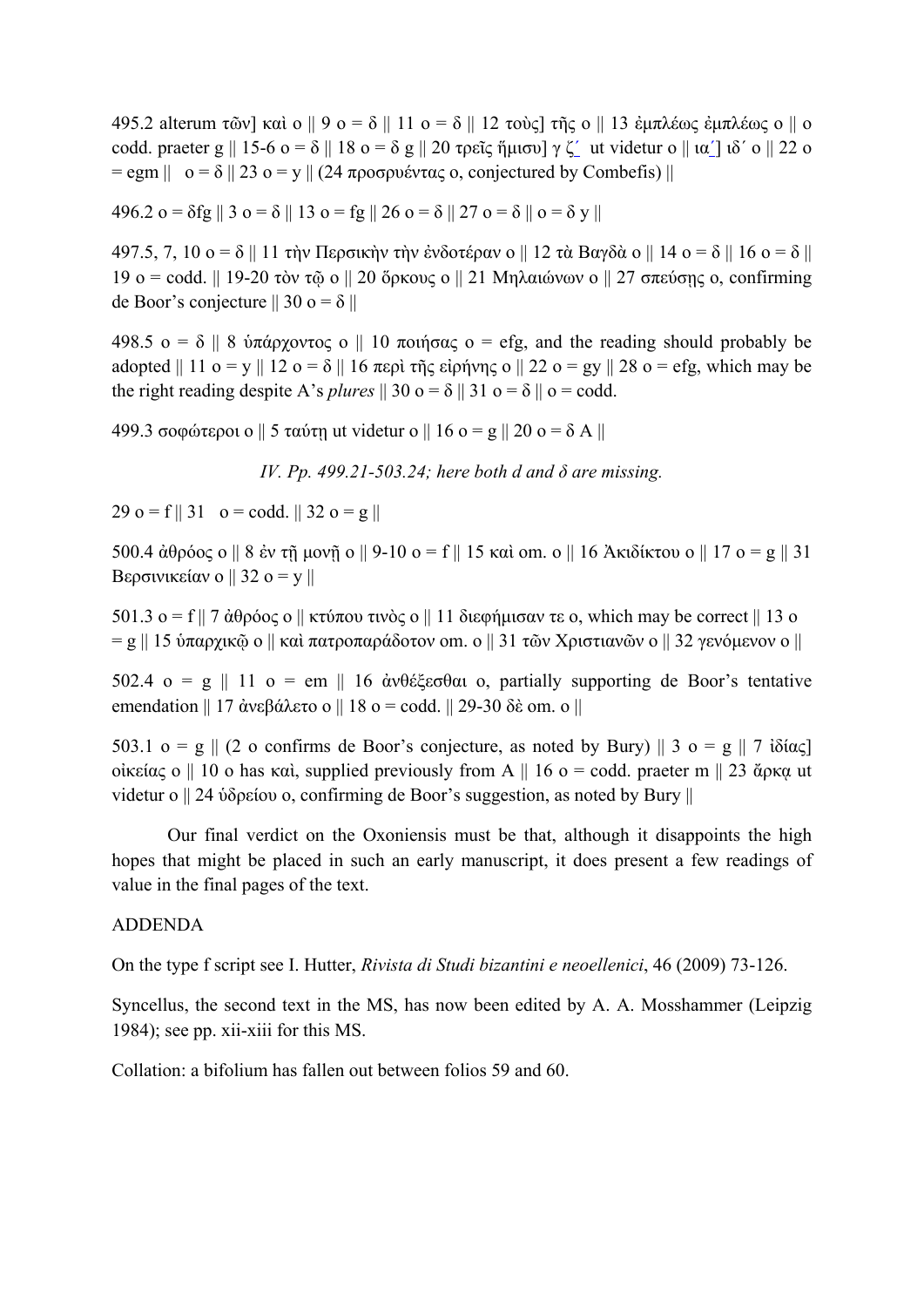495.2 alterum τῶν] καὶ ο || 9 ο = δ || 11 ο = δ || 12 τοὺς] τῆς ο || 13 ἐμπλέως ἐμπλέως ο || ο codd. praeter g || 15-6 ο = δ || 18 ο = δ g || 20 τρεῖς ἥμισυ] γ ζ´ ut videtur ο || ια´] ιδ´ ο || 22 ο = egm || ο = δ || 23 ο = y || (24 προσρυέντας ο, conjectured by Combefis) ||

496.2 ο = δfg || 3 ο = δ || 13 ο = fg || 26 ο = δ || 27 ο = δ || ο = δ y ||

497.5, 7, 10 ο = δ || 11 τὴν Περσικὴν τὴν ἐνδοτέραν ο || 12 τὰ Βαγδὰ ο || 14 ο = δ || 16 ο = δ || 19 ο = codd. || 19-20 τὸν τῷ ο || 20 ὅρκους ο || 21 Μηλαιώνων ο || 27 σπεύσῃς ο, confirming de Boor's conjecture || 30 ο = δ ||

498.5 ο = δ || 8 ὑπάρχοντος ο || 10 ποιήσας ο = efg, and the reading should probably be adopted || 11 ο = y || 12 ο = δ || 16 περὶ τῆς εἰρήνης ο || 22 ο = gy || 28 ο = efg, which may be the right reading despite A's *plures* || 30 ο = δ || 31 ο = δ || ο = codd.

499.3 σοφώτεροι ο || 5 ταύτῃ ut videtur ο || 16 ο = g || 20 ο = δ A ||

*IV. Pp. 499.21-503.24; here both d and δ are missing.*

29 ο = f || 31 ο = codd. || 32 ο = g ||

500.4 ἀθρόος ο || 8 ἐν τῇ μονῇ ο || 9-10 ο = f || 15 καὶ om. ο || 16 Ἀκιδίκτου ο || 17 ο = g || 31 Βερσινικείαν ο || 32 ο = y ||

501.3 ο = f || 7 ἀθρόος ο || κτύπου τινὸς ο || 11 διεφήμισαν τε ο, which may be correct || 13 ο = g || 15 ὑπαρχικῷ ο || καὶ πατροπαράδοτον om. ο || 31 τῶν Χριστιανῶν ο || 32 γενόμενον ο ||

502.4 ο = g || 11 ο = em || 16 ἀνθέξεσθαι ο, partially supporting de Boor's tentative emendation || 17 ἀνεβάλετο ο || 18 ο = codd. || 29-30 δὲ om. ο ||

503.1 ο = g || (2 ο confirms de Boor's conjecture, as noted by Bury) || 3 ο = g || 7 ἰδίας] οἰκείας ο || 10 ο has καὶ, supplied previously from A || 16 ο = codd. praeter m || 23 ἄρκᾳ ut videtur ο || 24 ὑδρείου ο, confirming de Boor's suggestion, as noted by Bury ||

Our final verdict on the Oxoniensis must be that, although it disappoints the high hopes that might be placed in such an early manuscript, it does present a few readings of value in the final pages of the text.

ADDENDA

On the type f script see I. Hutter, *Rivista di Studi bizantini e neoellenici*, 46 (2009) 73-126.

Syncellus, the second text in the MS, has now been edited by A. A. Mosshammer (Leipzig 1984); see pp. xii-xiii for this MS.

Collation: a bifolium has fallen out between folios 59 and 60.